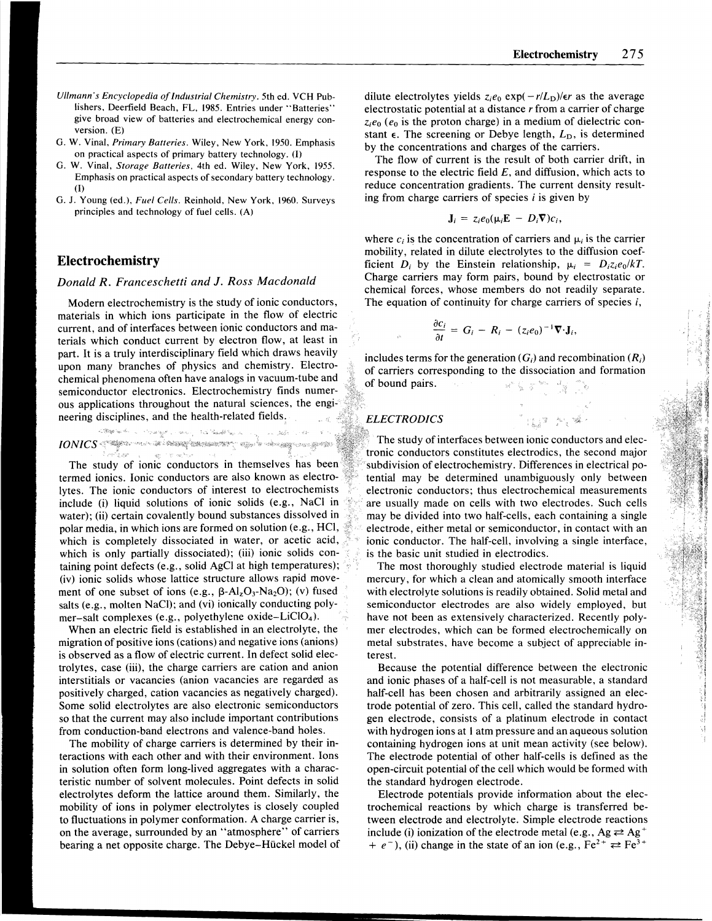*Ullmann's Encyclopedia of Industrial Chemistry*. 5th ed. VCH Publishers, Deerfield Beach, FL, 1985. Entries under "Batteries" give broad view of batteries and electrochemical energy conversion. (E)

G. W. Vinal, *Primary Batteries*. Wiley, New York, 1950. Emphasis on practical aspects of primary battery technology. (I)

G. W. Vinal, *Storage Batteries*, 4th ed. Wiley, New York, 1955. Emphasis on practical aspects of secondary battery technology. (I)

G. J. Young (ed.), *Fuel Cells*. Reinhold, New York, 1960. Surveys principles and technology of fuel cells. (A)

# Electrochemistry

*Donald R. Franceschetti and J. Ross Macdonald*

Modern electrochemistry is the study of ionic conductors, materials in which ions participate in the flow of electric current, and of interfaces between ionic conductors and materials which conduct current by electron flow, at least in part. It is a truly interdisciplinary field which draws heavily upon many branches of physics and chemistry. Electrochemical phenomena often have analogs in vacuum-tube and semiconductor electronics. Electrochemistry finds numerous applications throughout the natural sciences, the engineering disciplines, and the health-related fields.

## *IONICS*

The study of ionic conductors in themselves has been termed ionics. Ionic conductors are also known as electrolytes. The ionic conductors of interest to electrochemists include (i) liquid solutions of ionic solids (e.g., NaCl in water); (ii) certain covalently bound substances dissolved in polar media, in which ions are formed on solution (e.g., HCl, which is completely dissociated in water, or acetic acid, which is only partially dissociated); (iii) ionic solids containing point defects (e.g., solid AgCl at high temperatures); (iv) ionic solids whose lattice structure allows rapid movement of one subset of ions (e.g., $\beta$-$Al_2O_3$-$Na_2O$); (v) fused salts (e.g., molten NaCl); and (vi) ionically conducting polymer–salt complexes (e.g., polyethylene oxide–$LiClO_4$).

When an electric field is established in an electrolyte, the migration of positive ions (cations) and negative ions (anions) is observed as a flow of electric current. In defect solid electrolytes, case (iii), the charge carriers are cation and anion interstitials or vacancies (anion vacancies are regarded as positively charged, cation vacancies as negatively charged). Some solid electrolytes are also electronic semiconductors so that the current may also include important contributions from conduction-band electrons and valence-band holes.

The mobility of charge carriers is determined by their interactions with each other and with their environment. Ions in solution often form long-lived aggregates with a characteristic number of solvent molecules. Point defects in solid electrolytes deform the lattice around them. Similarly, the mobility of ions in polymer electrolytes is closely coupled to fluctuations in polymer conformation. A charge carrier is, on the average, surrounded by an "atmosphere" of carriers bearing a net opposite charge. The Debye–Hückel model of dilute electrolytes yields $z_i e_0 \exp(-r/L_D)/\epsilon r$ as the average electrostatic potential at a distance $r$ from a carrier of charge $z_i e_0$ ($e_0$ is the proton charge) in a medium of dielectric constant $\epsilon$. The screening or Debye length, $L_D$, is determined by the concentrations and charges of the carriers.

The flow of current is the result of both carrier drift, in response to the electric field $E$, and diffusion, which acts to reduce concentration gradients. The current density resulting from charge carriers of species $i$ is given by

$$\mathbf{J}_i = z_i e_0(\mu_i \mathbf{E} - D_i \nabla) c_i,$$

where $c_i$ is the concentration of carriers and $\mu_i$ is the carrier mobility, related in dilute electrolytes to the diffusion coefficient $D_i$ by the Einstein relationship, $\mu_i = D_i z_i e_0/kT$. Charge carriers may form pairs, bound by electrostatic or chemical forces, whose members do not readily separate. The equation of continuity for charge carriers of species $i$,

$$\frac{\partial c_i}{\partial t} = G_i - R_i - (z_i e_0)^{-1} \nabla \cdot \mathbf{J}_i,$$

includes terms for the generation ($G_i$) and recombination ($R_i$) of carriers corresponding to the dissociation and formation of bound pairs.

## *ELECTRODICS*

The study of interfaces between ionic conductors and electronic conductors constitutes electrodics, the second major subdivision of electrochemistry. Differences in electrical potential may be determined unambiguously only between electronic conductors; thus electrochemical measurements are usually made on cells with two electrodes. Such cells may be divided into two half-cells, each containing a single electrode, either metal or semiconductor, in contact with an ionic conductor. The half-cell, involving a single interface, is the basic unit studied in electrodics.

The most thoroughly studied electrode material is liquid mercury, for which a clean and atomically smooth interface with electrolyte solutions is readily obtained. Solid metal and semiconductor electrodes are also widely employed, but have not been as extensively characterized. Recently polymer electrodes, which can be formed electrochemically on metal substrates, have become a subject of appreciable interest.

Because the potential difference between the electronic and ionic phases of a half-cell is not measurable, a standard half-cell has been chosen and arbitrarily assigned an electrode potential of zero. This cell, called the standard hydrogen electrode, consists of a platinum electrode in contact with hydrogen ions at 1 atm pressure and an aqueous solution containing hydrogen ions at unit mean activity (see below). The electrode potential of other half-cells is defined as the open-circuit potential of the cell which would be formed with the standard hydrogen electrode.

Electrode potentials provide information about the electrochemical reactions by which charge is transferred between electrode and electrolyte. Simple electrode reactions include (i) ionization of the electrode metal (e.g., $Ag \rightleftarrows Ag^+ + e^-$), (ii) change in the state of an ion (e.g., $Fe^{2+} \rightleftarrows Fe^{3+}$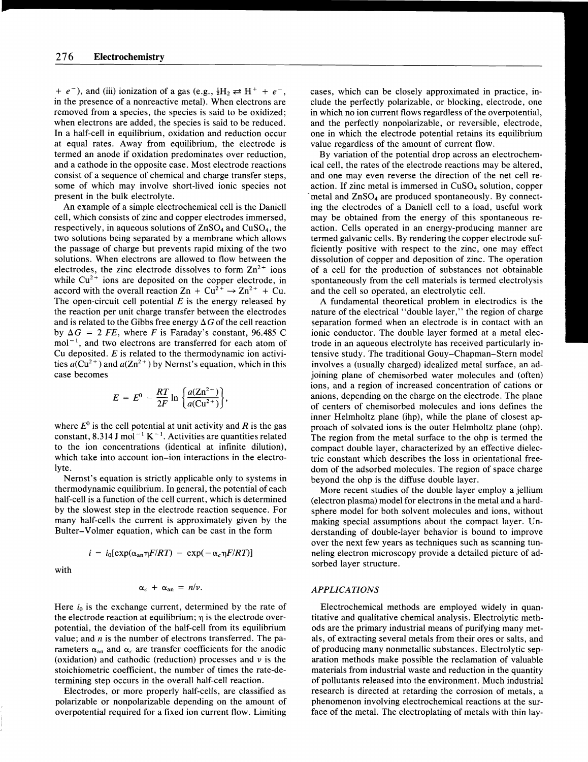+ $e^-$), and (iii) ionization of a gas (e.g., $\frac{1}{2}H_2 \rightleftarrows H^+ + e^-$, in the presence of a nonreactive metal). When electrons are removed from a species, the species is said to be oxidized; when electrons are added, the species is said to be reduced. In a half-cell in equilibrium, oxidation and reduction occur at equal rates. Away from equilibrium, the electrode is termed an anode if oxidation predominates over reduction, and a cathode in the opposite case. Most electrode reactions consist of a sequence of chemical and charge transfer steps, some of which may involve short-lived ionic species not present in the bulk electrolyte.

An example of a simple electrochemical cell is the Daniell cell, which consists of zinc and copper electrodes immersed, respectively, in aqueous solutions of $ZnSO_4$ and $CuSO_4$, the two solutions being separated by a membrane which allows the passage of charge but prevents rapid mixing of the two solutions. When electrons are allowed to flow between the electrodes, the zinc electrode dissolves to form $Zn^{2+}$ ions while $Cu^{2+}$ ions are deposited on the copper electrode, in accord with the overall reaction $Zn + Cu^{2+} \rightarrow Zn^{2+} + Cu$. The open-circuit cell potential $E$ is the energy released by the reaction per unit charge transfer between the electrodes and is related to the Gibbs free energy $\Delta G$ of the cell reaction by $\Delta G = 2\,FE$, where $F$ is Faraday's constant, 96.485 C $mol^{-1}$, and two electrons are transferred for each atom of Cu deposited. $E$ is related to the thermodynamic ion activities $a(Cu^{2+})$ and $a(Zn^{2+})$ by Nernst's equation, which in this case becomes

$$E = E^0 - \frac{RT}{2F} \ln \left\{ \frac{a(Zn^{2+})}{a(Cu^{2+})} \right\},$$

where $E^0$ is the cell potential at unit activity and $R$ is the gas constant, 8.314 J $mol^{-1}$ $K^{-1}$. Activities are quantities related to the ion concentrations (identical at infinite dilution), which take into account ion–ion interactions in the electrolyte.

Nernst's equation is strictly applicable only to systems in thermodynamic equilibrium. In general, the potential of each half-cell is a function of the cell current, which is determined by the slowest step in the electrode reaction sequence. For many half-cells the current is approximately given by the Bulter–Volmer equation, which can be cast in the form

$$i = i_0[\exp(\alpha_{an}\eta F/RT) - \exp(-\alpha_c \eta F/RT)]$$

with

$$\alpha_c + \alpha_{an} = n/\nu.$$

Here $i_0$ is the exchange current, determined by the rate of the electrode reaction at equilibrium; $\eta$ is the electrode overpotential, the deviation of the half-cell from its equilibrium value; and $n$ is the number of electrons transferred. The parameters $\alpha_{an}$ and $\alpha_c$ are transfer coefficients for the anodic (oxidation) and cathodic (reduction) processes and $\nu$ is the stoichiometric coefficient, the number of times the rate-determining step occurs in the overall half-cell reaction.

Electrodes, or more properly half-cells, are classified as polarizable or nonpolarizable depending on the amount of overpotential required for a fixed ion current flow. Limiting cases, which can be closely approximated in practice, include the perfectly polarizable, or blocking, electrode, one in which no ion current flows regardless of the overpotential, and the perfectly nonpolarizable, or reversible, electrode, one in which the electrode potential retains its equilibrium value regardless of the amount of current flow.

By variation of the potential drop across an electrochemical cell, the rates of the electrode reactions may be altered, and one may even reverse the direction of the net cell reaction. If zinc metal is immersed in $CuSO_4$ solution, copper metal and $ZnSO_4$ are produced spontaneously. By connecting the electrodes of a Daniell cell to a load, useful work may be obtained from the energy of this spontaneous reaction. Cells operated in an energy-producing manner are termed galvanic cells. By rendering the copper electrode sufficiently positive with respect to the zinc, one may effect dissolution of copper and deposition of zinc. The operation of a cell for the production of substances not obtainable spontaneously from the cell materials is termed electrolysis and the cell so operated, an electrolytic cell.

A fundamental theoretical problem in electrodics is the nature of the electrical "double layer," the region of charge separation formed when an electrode is in contact with an ionic conductor. The double layer formed at a metal electrode in an aqueous electrolyte has received particularly intensive study. The traditional Gouy–Chapman–Stern model involves a (usually charged) idealized metal surface, an adjoining plane of chemisorbed water molecules and (often) ions, and a region of increased concentration of cations or anions, depending on the charge on the electrode. The plane of centers of chemisorbed molecules and ions defines the inner Helmholtz plane (ihp), while the plane of closest approach of solvated ions is the outer Helmholtz plane (ohp). The region from the metal surface to the ohp is termed the compact double layer, characterized by an effective dielectric constant which describes the loss in orientational freedom of the adsorbed molecules. The region of space charge beyond the ohp is the diffuse double layer.

More recent studies of the double layer employ a jellium (electron plasma) model for electrons in the metal and a hard-sphere model for both solvent molecules and ions, without making special assumptions about the compact layer. Understanding of double-layer behavior is bound to improve over the next few years as techniques such as scanning tunneling electron microscopy provide a detailed picture of adsorbed layer structure.

## *APPLICATIONS*

Electrochemical methods are employed widely in quantitative and qualitative chemical analysis. Electrolytic methods are the primary industrial means of purifying many metals, of extracting several metals from their ores or salts, and of producing many nonmetallic substances. Electrolytic separation methods make possible the reclamation of valuable materials from industrial waste and reduction in the quantity of pollutants released into the environment. Much industrial research is directed at retarding the corrosion of metals, a phenomenon involving electrochemical reactions at the surface of the metal. The electroplating of metals with thin lay-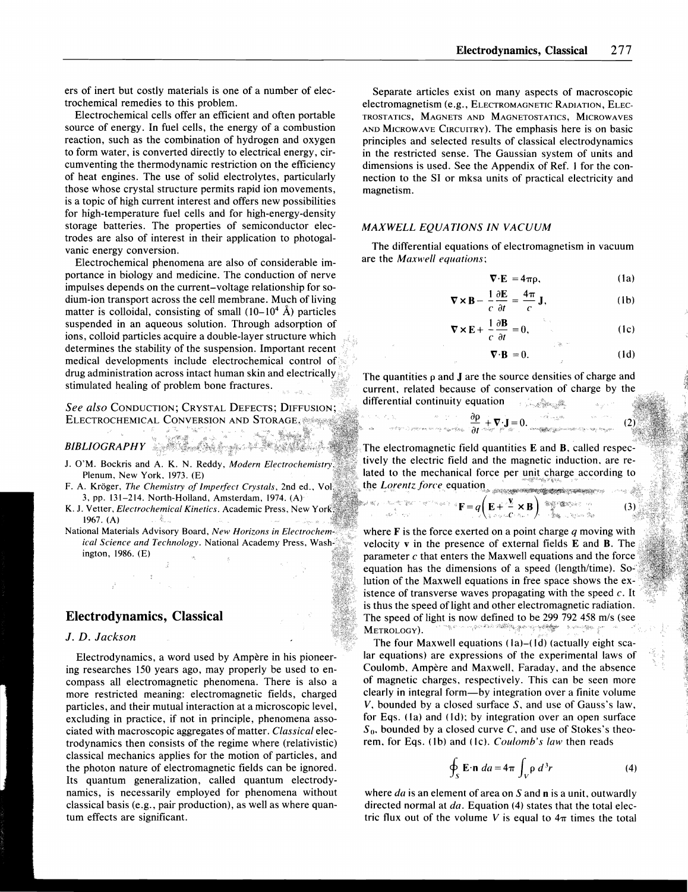ers of inert but costly materials is one of a number of electrochemical remedies to this problem.

Electrochemical cells offer an efficient and often portable source of energy. In fuel cells, the energy of a combustion reaction, such as the combination of hydrogen and oxygen to form water, is converted directly to electrical energy, circumventing the thermodynamic restriction on the efficiency of heat engines. The use of solid electrolytes, particularly those whose crystal structure permits rapid ion movements, is a topic of high current interest and offers new possibilities for high-temperature fuel cells and for high-energy-density storage batteries. The properties of semiconductor electrodes are also of interest in their application to photogalvanic energy conversion.

Electrochemical phenomena are also of considerable importance in biology and medicine. The conduction of nerve impulses depends on the current–voltage relationship for sodium-ion transport across the cell membrane. Much of living matter is colloidal, consisting of small (10–$10^4$ Å) particles suspended in an aqueous solution. Through adsorption of ions, colloid particles acquire a double-layer structure which determines the stability of the suspension. Important recent medical developments include electrochemical control of drug administration across intact human skin and electrically stimulated healing of problem bone fractures.

*See also* CONDUCTION; CRYSTAL DEFECTS; DIFFUSION; ELECTROCHEMICAL CONVERSION AND STORAGE.

### *BIBLIOGRAPHY*

J. O'M. Bockris and A. K. N. Reddy, *Modern Electrochemistry*. Plenum, New York, 1973. (E)

F. A. Kröger, *The Chemistry of Imperfect Crystals*, 2nd ed., Vol. 3, pp. 131–214. North-Holland, Amsterdam, 1974. (A)

K. J. Vetter, *Electrochemical Kinetics*. Academic Press, New York, 1967. (A)

National Materials Advisory Board, *New Horizons in Electrochemical Science and Technology*. National Academy Press, Washington, 1986. (E)

## Electrodynamics, Classical

*J. D. Jackson*

Electrodynamics, a word used by Ampère in his pioneering researches 150 years ago, may properly be used to encompass all electromagnetic phenomena. There is also a more restricted meaning: electromagnetic fields, charged particles, and their mutual interaction at a microscopic level, excluding in practice, if not in principle, phenomena associated with macroscopic aggregates of matter. *Classical* electrodynamics then consists of the regime where (relativistic) classical mechanics applies for the motion of particles, and the photon nature of electromagnetic fields can be ignored. Its quantum generalization, called quantum electrodynamics, is necessarily employed for phenomena without classical basis (e.g., pair production), as well as where quantum effects are significant.

Separate articles exist on many aspects of macroscopic electromagnetism (e.g., ELECTROMAGNETIC RADIATION, ELECTROSTATICS, MAGNETS AND MAGNETOSTATICS, MICROWAVES AND MICROWAVE CIRCUITRY). The emphasis here is on basic principles and selected results of classical electrodynamics in the restricted sense. The Gaussian system of units and dimensions is used. See the Appendix of Ref. 1 for the connection to the SI or mksa units of practical electricity and magnetism.

### *MAXWELL EQUATIONS IN VACUUM*

The differential equations of electromagnetism in vacuum are the *Maxwell equations*;

$$\nabla\cdot\mathbf{E} = 4\pi\rho, \tag{1a}$$

$$\nabla\times\mathbf{B} - \frac{1}{c}\frac{\partial\mathbf{E}}{\partial t} = \frac{4\pi}{c}\mathbf{J}, \tag{1b}$$

$$\nabla\times\mathbf{E} + \frac{1}{c}\frac{\partial\mathbf{B}}{\partial t} = 0, \tag{1c}$$

$$\nabla\cdot\mathbf{B} = 0. \tag{1d}$$

The quantities $\rho$ and $\mathbf{J}$ are the source densities of charge and current, related because of conservation of charge by the differential continuity equation

$$\frac{\partial\rho}{\partial t} + \nabla\cdot\mathbf{J} = 0. \tag{2}$$

The electromagnetic field quantities $\mathbf{E}$ and $\mathbf{B}$, called respectively the electric field and the magnetic induction, are related to the mechanical force per unit charge according to the *Lorentz force* equation

$$\mathbf{F} = q\left(\mathbf{E} + \frac{\mathbf{v}}{c}\times\mathbf{B}\right) \tag{3}$$

where $\mathbf{F}$ is the force exerted on a point charge $q$ moving with velocity $\mathbf{v}$ in the presence of external fields $\mathbf{E}$ and $\mathbf{B}$. The parameter $c$ that enters the Maxwell equations and the force equation has the dimensions of a speed (length/time). Solution of the Maxwell equations in free space shows the existence of transverse waves propagating with the speed $c$. It is thus the speed of light and other electromagnetic radiation. The speed of light is now defined to be 299 792 458 m/s (see METROLOGY).

The four Maxwell equations (1a)–(1d) (actually eight scalar equations) are expressions of the experimental laws of Coulomb, Ampère and Maxwell, Faraday, and the absence of magnetic charges, respectively. This can be seen more clearly in integral form—by integration over a finite volume $V$, bounded by a closed surface $S$, and use of Gauss's law, for Eqs. (1a) and (1d); by integration over an open surface $S_0$, bounded by a closed curve $C$, and use of Stokes's theorem, for Eqs. (1b) and (1c). *Coulomb's law* then reads

$$\oint_S \mathbf{E}\cdot\mathbf{n}\, da = 4\pi\int_V \rho\, d^3r \tag{4}$$

where $da$ is an element of area on $S$ and $\mathbf{n}$ is a unit, outwardly directed normal at $da$. Equation (4) states that the total electric flux out of the volume $V$ is equal to $4\pi$ times the total